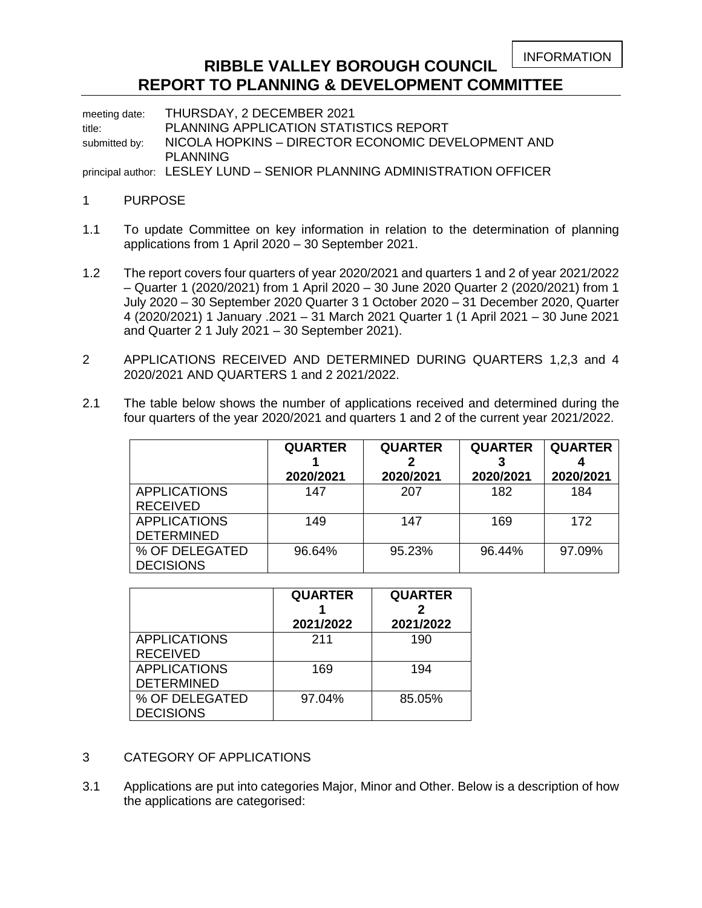INFORMATION

# RIBBLE VALLEY BOROUGH COUNCIL
# REPORT TO PLANNING & DEVELOPMENT COMMITTEE

meeting date: THURSDAY, 2 DECEMBER 2021
title: PLANNING APPLICATION STATISTICS REPORT
submitted by: NICOLA HOPKINS – DIRECTOR ECONOMIC DEVELOPMENT AND PLANNING
principal author: LESLEY LUND – SENIOR PLANNING ADMINISTRATION OFFICER

1 PURPOSE

1.1 To update Committee on key information in relation to the determination of planning applications from 1 April 2020 – 30 September 2021.

1.2 The report covers four quarters of year 2020/2021 and quarters 1 and 2 of year 2021/2022 – Quarter 1 (2020/2021) from 1 April 2020 – 30 June 2020 Quarter 2 (2020/2021) from 1 July 2020 – 30 September 2020 Quarter 3 1 October 2020 – 31 December 2020, Quarter 4 (2020/2021) 1 January .2021 – 31 March 2021 Quarter 1 (1 April 2021 – 30 June 2021 and Quarter 2 1 July 2021 – 30 September 2021).

2 APPLICATIONS RECEIVED AND DETERMINED DURING QUARTERS 1,2,3 and 4 2020/2021 AND QUARTERS 1 and 2 2021/2022.

2.1 The table below shows the number of applications received and determined during the four quarters of the year 2020/2021 and quarters 1 and 2 of the current year 2021/2022.

| | **QUARTER 1 2020/2021** | **QUARTER 2 2020/2021** | **QUARTER 3 2020/2021** | **QUARTER 4 2020/2021** |
|---|---|---|---|---|
| APPLICATIONS RECEIVED | 147 | 207 | 182 | 184 |
| APPLICATIONS DETERMINED | 149 | 147 | 169 | 172 |
| % OF DELEGATED DECISIONS | 96.64% | 95.23% | 96.44% | 97.09% |

| | **QUARTER 1 2021/2022** | **QUARTER 2 2021/2022** |
|---|---|---|
| APPLICATIONS RECEIVED | 211 | 190 |
| APPLICATIONS DETERMINED | 169 | 194 |
| % OF DELEGATED DECISIONS | 97.04% | 85.05% |

3 CATEGORY OF APPLICATIONS

3.1 Applications are put into categories Major, Minor and Other. Below is a description of how the applications are categorised: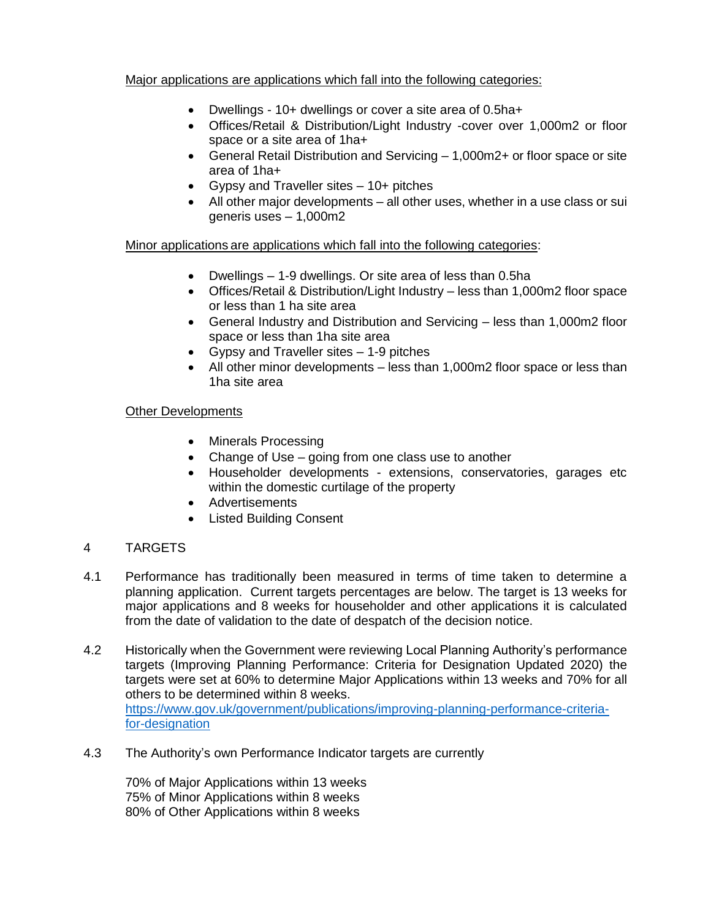Major applications are applications which fall into the following categories:

- Dwellings - 10+ dwellings or cover a site area of 0.5ha+
- Offices/Retail & Distribution/Light Industry -cover over 1,000m2 or floor space or a site area of 1ha+
- General Retail Distribution and Servicing – 1,000m2+ or floor space or site area of 1ha+
- Gypsy and Traveller sites – 10+ pitches
- All other major developments – all other uses, whether in a use class or sui generis uses – 1,000m2

Minor applications are applications which fall into the following categories:

- Dwellings – 1-9 dwellings. Or site area of less than 0.5ha
- Offices/Retail & Distribution/Light Industry – less than 1,000m2 floor space or less than 1 ha site area
- General Industry and Distribution and Servicing – less than 1,000m2 floor space or less than 1ha site area
- Gypsy and Traveller sites – 1-9 pitches
- All other minor developments – less than 1,000m2 floor space or less than 1ha site area

Other Developments

- Minerals Processing
- Change of Use – going from one class use to another
- Householder developments - extensions, conservatories, garages etc within the domestic curtilage of the property
- Advertisements
- Listed Building Consent

## 4 TARGETS

4.1 Performance has traditionally been measured in terms of time taken to determine a planning application. Current targets percentages are below. The target is 13 weeks for major applications and 8 weeks for householder and other applications it is calculated from the date of validation to the date of despatch of the decision notice.

4.2 Historically when the Government were reviewing Local Planning Authority's performance targets (Improving Planning Performance: Criteria for Designation Updated 2020) the targets were set at 60% to determine Major Applications within 13 weeks and 70% for all others to be determined within 8 weeks.
https://www.gov.uk/government/publications/improving-planning-performance-criteria-for-designation

4.3 The Authority's own Performance Indicator targets are currently

70% of Major Applications within 13 weeks
75% of Minor Applications within 8 weeks
80% of Other Applications within 8 weeks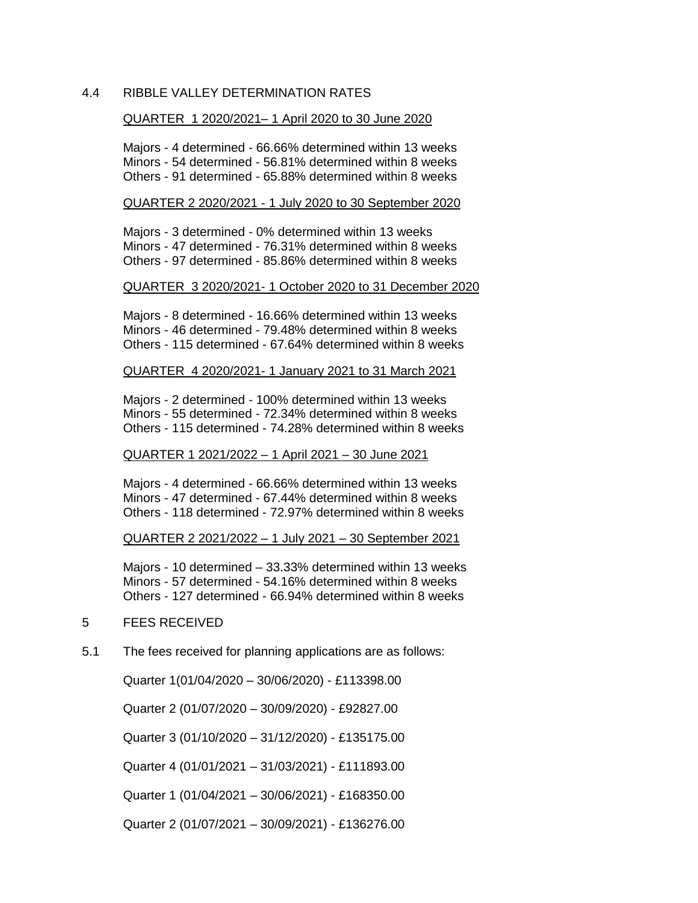4.4 RIBBLE VALLEY DETERMINATION RATES

QUARTER 1 2020/2021– 1 April 2020 to 30 June 2020

Majors - 4 determined - 66.66% determined within 13 weeks
Minors - 54 determined - 56.81% determined within 8 weeks
Others - 91 determined - 65.88% determined within 8 weeks

QUARTER 2 2020/2021 - 1 July 2020 to 30 September 2020

Majors - 3 determined - 0% determined within 13 weeks
Minors - 47 determined - 76.31% determined within 8 weeks
Others - 97 determined - 85.86% determined within 8 weeks

QUARTER 3 2020/2021- 1 October 2020 to 31 December 2020

Majors - 8 determined - 16.66% determined within 13 weeks
Minors - 46 determined - 79.48% determined within 8 weeks
Others - 115 determined - 67.64% determined within 8 weeks

QUARTER 4 2020/2021- 1 January 2021 to 31 March 2021

Majors - 2 determined - 100% determined within 13 weeks
Minors - 55 determined - 72.34% determined within 8 weeks
Others - 115 determined - 74.28% determined within 8 weeks

QUARTER 1 2021/2022 – 1 April 2021 – 30 June 2021

Majors - 4 determined - 66.66% determined within 13 weeks
Minors - 47 determined - 67.44% determined within 8 weeks
Others - 118 determined - 72.97% determined within 8 weeks

QUARTER 2 2021/2022 – 1 July 2021 – 30 September 2021

Majors - 10 determined – 33.33% determined within 13 weeks
Minors - 57 determined - 54.16% determined within 8 weeks
Others - 127 determined - 66.94% determined within 8 weeks

5 FEES RECEIVED

5.1 The fees received for planning applications are as follows:

Quarter 1(01/04/2020 – 30/06/2020) - £113398.00

Quarter 2 (01/07/2020 – 30/09/2020) - £92827.00

Quarter 3 (01/10/2020 – 31/12/2020) - £135175.00

Quarter 4 (01/01/2021 – 31/03/2021) - £111893.00

Quarter 1 (01/04/2021 – 30/06/2021) - £168350.00

Quarter 2 (01/07/2021 – 30/09/2021) - £136276.00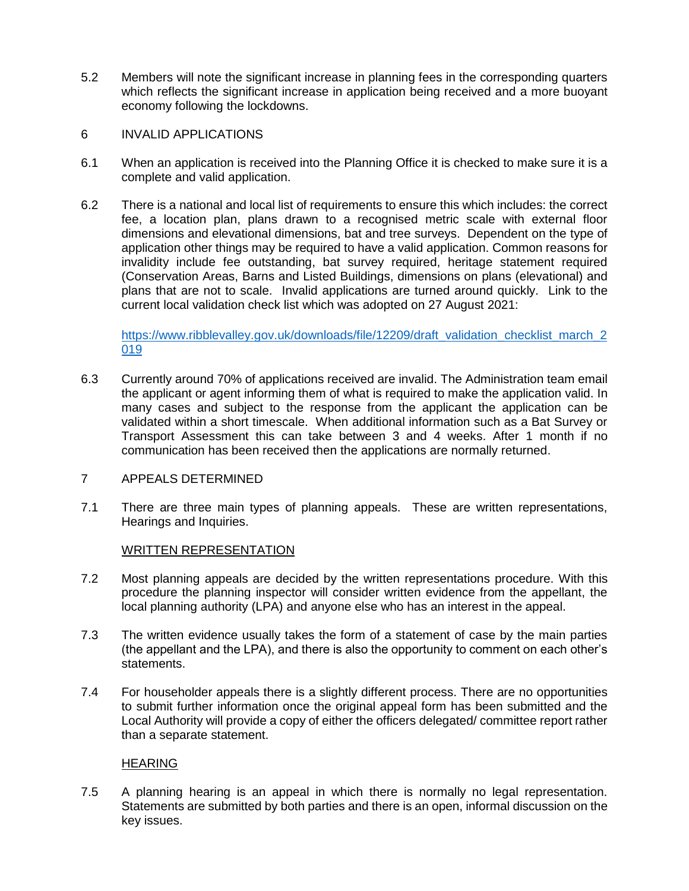5.2 Members will note the significant increase in planning fees in the corresponding quarters which reflects the significant increase in application being received and a more buoyant economy following the lockdowns.

## 6 INVALID APPLICATIONS

6.1 When an application is received into the Planning Office it is checked to make sure it is a complete and valid application.

6.2 There is a national and local list of requirements to ensure this which includes: the correct fee, a location plan, plans drawn to a recognised metric scale with external floor dimensions and elevational dimensions, bat and tree surveys. Dependent on the type of application other things may be required to have a valid application. Common reasons for invalidity include fee outstanding, bat survey required, heritage statement required (Conservation Areas, Barns and Listed Buildings, dimensions on plans (elevational) and plans that are not to scale. Invalid applications are turned around quickly. Link to the current local validation check list which was adopted on 27 August 2021:

[https://www.ribblevalley.gov.uk/downloads/file/12209/draft_validation_checklist_march_2019](https://www.ribblevalley.gov.uk/downloads/file/12209/draft_validation_checklist_march_2019)

6.3 Currently around 70% of applications received are invalid. The Administration team email the applicant or agent informing them of what is required to make the application valid. In many cases and subject to the response from the applicant the application can be validated within a short timescale. When additional information such as a Bat Survey or Transport Assessment this can take between 3 and 4 weeks. After 1 month if no communication has been received then the applications are normally returned.

## 7 APPEALS DETERMINED

7.1 There are three main types of planning appeals. These are written representations, Hearings and Inquiries.

### WRITTEN REPRESENTATION

7.2 Most planning appeals are decided by the written representations procedure. With this procedure the planning inspector will consider written evidence from the appellant, the local planning authority (LPA) and anyone else who has an interest in the appeal.

7.3 The written evidence usually takes the form of a statement of case by the main parties (the appellant and the LPA), and there is also the opportunity to comment on each other's statements.

7.4 For householder appeals there is a slightly different process. There are no opportunities to submit further information once the original appeal form has been submitted and the Local Authority will provide a copy of either the officers delegated/ committee report rather than a separate statement.

### HEARING

7.5 A planning hearing is an appeal in which there is normally no legal representation. Statements are submitted by both parties and there is an open, informal discussion on the key issues.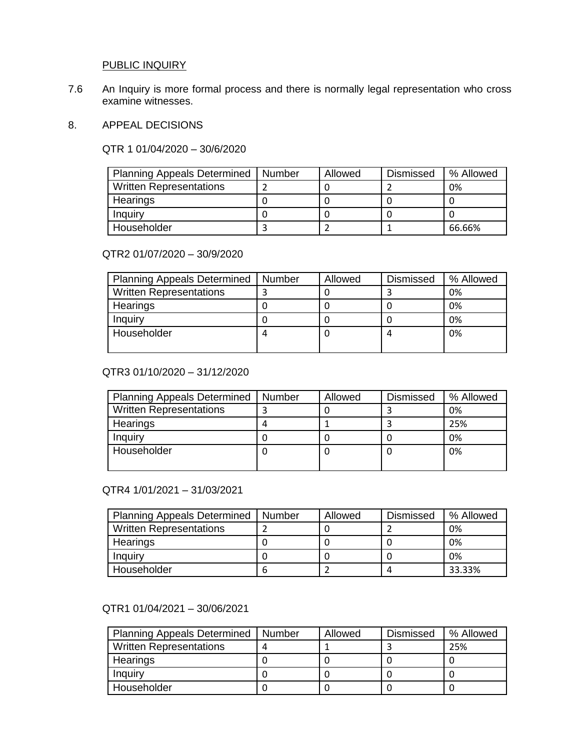PUBLIC INQUIRY

7.6 An Inquiry is more formal process and there is normally legal representation who cross examine witnesses.

8. APPEAL DECISIONS

QTR 1 01/04/2020 – 30/6/2020

| Planning Appeals Determined | Number | Allowed | Dismissed | % Allowed |
|---|---|---|---|---|
| Written Representations | 2 | 0 | 2 | 0% |
| Hearings | 0 | 0 | 0 | 0 |
| Inquiry | 0 | 0 | 0 | 0 |
| Householder | 3 | 2 | 1 | 66.66% |

QTR2 01/07/2020 – 30/9/2020

| Planning Appeals Determined | Number | Allowed | Dismissed | % Allowed |
|---|---|---|---|---|
| Written Representations | 3 | 0 | 3 | 0% |
| Hearings | 0 | 0 | 0 | 0% |
| Inquiry | 0 | 0 | 0 | 0% |
| Householder | 4 | 0 | 4 | 0% |

QTR3 01/10/2020 – 31/12/2020

| Planning Appeals Determined | Number | Allowed | Dismissed | % Allowed |
|---|---|---|---|---|
| Written Representations | 3 | 0 | 3 | 0% |
| Hearings | 4 | 1 | 3 | 25% |
| Inquiry | 0 | 0 | 0 | 0% |
| Householder | 0 | 0 | 0 | 0% |

QTR4 1/01/2021 – 31/03/2021

| Planning Appeals Determined | Number | Allowed | Dismissed | % Allowed |
|---|---|---|---|---|
| Written Representations | 2 | 0 | 2 | 0% |
| Hearings | 0 | 0 | 0 | 0% |
| Inquiry | 0 | 0 | 0 | 0% |
| Householder | 6 | 2 | 4 | 33.33% |

QTR1 01/04/2021 – 30/06/2021

| Planning Appeals Determined | Number | Allowed | Dismissed | % Allowed |
|---|---|---|---|---|
| Written Representations | 4 | 1 | 3 | 25% |
| Hearings | 0 | 0 | 0 | 0 |
| Inquiry | 0 | 0 | 0 | 0 |
| Householder | 0 | 0 | 0 | 0 |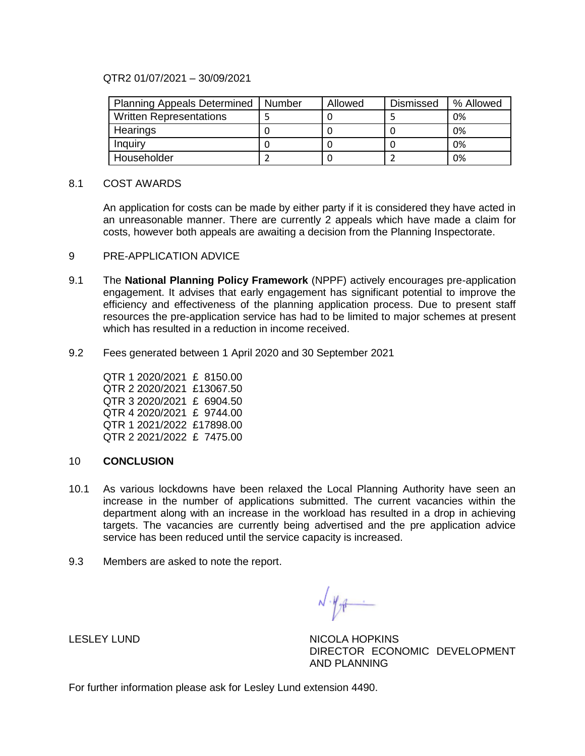QTR2 01/07/2021 – 30/09/2021

| Planning Appeals Determined | Number | Allowed | Dismissed | % Allowed |
|---|---|---|---|---|
| Written Representations | 5 | 0 | 5 | 0% |
| Hearings | 0 | 0 | 0 | 0% |
| Inquiry | 0 | 0 | 0 | 0% |
| Householder | 2 | 0 | 2 | 0% |

8.1 COST AWARDS

An application for costs can be made by either party if it is considered they have acted in an unreasonable manner. There are currently 2 appeals which have made a claim for costs, however both appeals are awaiting a decision from the Planning Inspectorate.

9 PRE-APPLICATION ADVICE

9.1 The **National Planning Policy Framework** (NPPF) actively encourages pre-application engagement. It advises that early engagement has significant potential to improve the efficiency and effectiveness of the planning application process. Due to present staff resources the pre-application service has had to be limited to major schemes at present which has resulted in a reduction in income received.

9.2 Fees generated between 1 April 2020 and 30 September 2021

QTR 1 2020/2021 £ 8150.00
QTR 2 2020/2021 £13067.50
QTR 3 2020/2021 £ 6904.50
QTR 4 2020/2021 £ 9744.00
QTR 1 2021/2022 £17898.00
QTR 2 2021/2022 £ 7475.00

## 10 CONCLUSION

10.1 As various lockdowns have been relaxed the Local Planning Authority have seen an increase in the number of applications submitted. The current vacancies within the department along with an increase in the workload has resulted in a drop in achieving targets. The vacancies are currently being advertised and the pre application advice service has been reduced until the service capacity is increased.

9.3 Members are asked to note the report.

LESLEY LUND

NICOLA HOPKINS
DIRECTOR ECONOMIC DEVELOPMENT AND PLANNING

For further information please ask for Lesley Lund extension 4490.